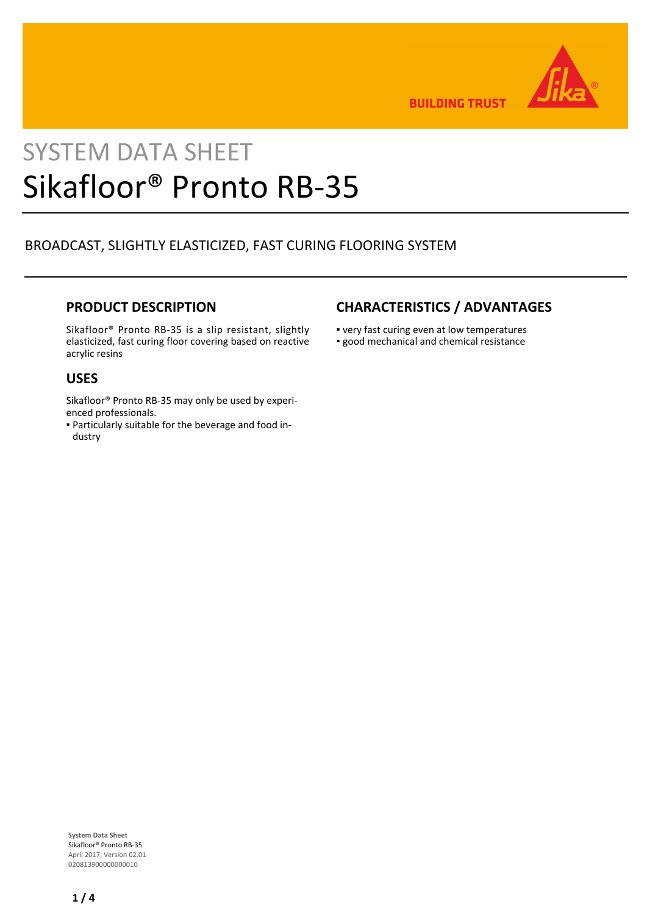BUILDING TRUST

SYSTEM DATA SHEET

# Sikafloor® Pronto RB-35

BROADCAST, SLIGHTLY ELASTICIZED, FAST CURING FLOORING SYSTEM

## PRODUCT DESCRIPTION

Sikafloor® Pronto RB-35 is a slip resistant, slightly elasticized, fast curing floor covering based on reactive acrylic resins

## USES

Sikafloor® Pronto RB-35 may only be used by experienced professionals.

- Particularly suitable for the beverage and food industry

## CHARACTERISTICS / ADVANTAGES

- very fast curing even at low temperatures
- good mechanical and chemical resistance

**System Data Sheet**
Sikafloor® Pronto RB-35
April 2017, Version 02.01
020813900000000010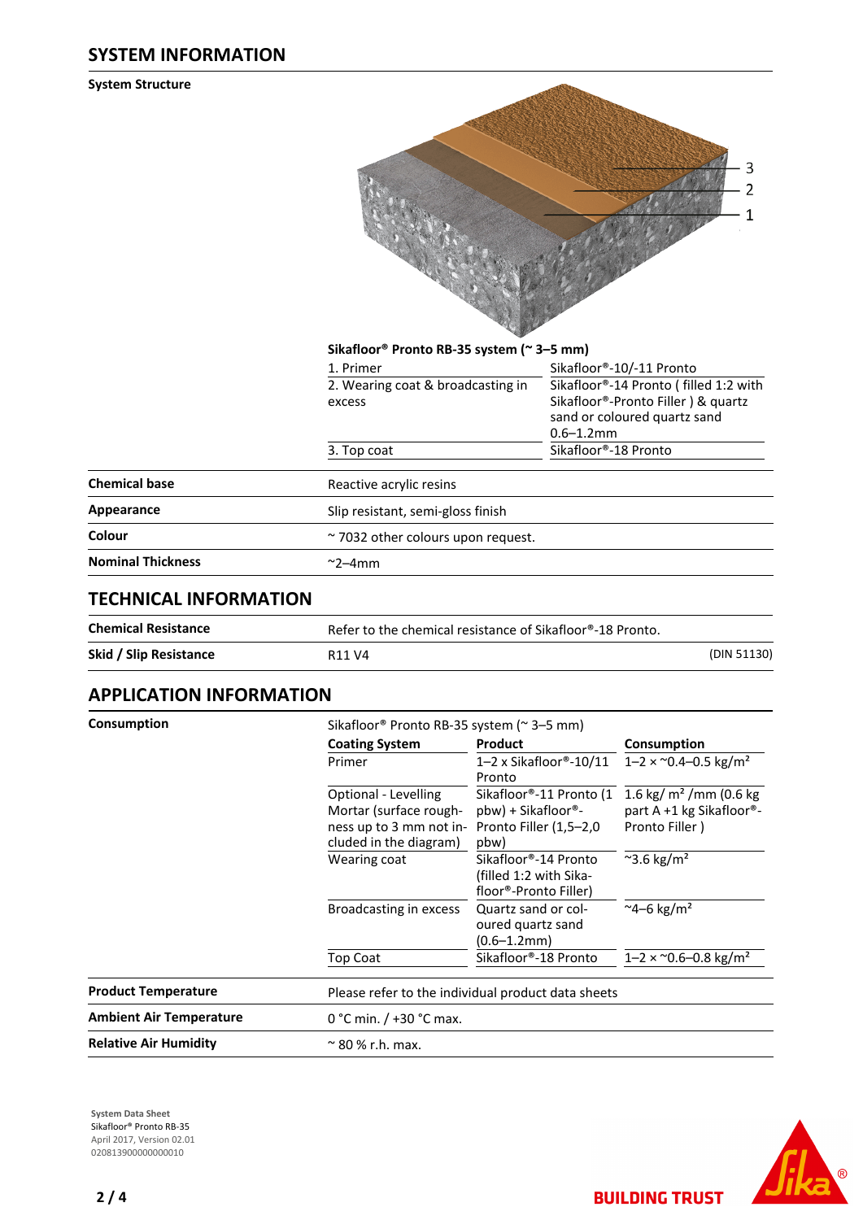## SYSTEM INFORMATION

### System Structure

**Sikafloor® Pronto RB-35 system (~ 3–5 mm)**

| | |
|---|---|
| 1. Primer | Sikafloor®-10/-11 Pronto |
| 2. Wearing coat & broadcasting in excess | Sikafloor®-14 Pronto ( filled 1:2 with Sikafloor®-Pronto Filler ) & quartz sand or coloured quartz sand 0.6–1.2mm |
| 3. Top coat | Sikafloor®-18 Pronto |

| | |
|---|---|
| **Chemical base** | Reactive acrylic resins |
| **Appearance** | Slip resistant, semi-gloss finish |
| **Colour** | ~ 7032 other colours upon request. |
| **Nominal Thickness** | ~2–4mm |

## TECHNICAL INFORMATION

| | | |
|---|---|---|
| **Chemical Resistance** | Refer to the chemical resistance of Sikafloor®-18 Pronto. | |
| **Skid / Slip Resistance** | R11 V4 | (DIN 51130) |

## APPLICATION INFORMATION

**Consumption**

Sikafloor® Pronto RB-35 system (~ 3–5 mm)

| Coating System | Product | Consumption |
|---|---|---|
| Primer | 1–2 x Sikafloor®-10/11 Pronto | 1–2 × ~0.4–0.5 kg/m² |
| Optional - Levelling Mortar (surface roughness up to 3 mm not included in the diagram) | Sikafloor®-11 Pronto (1 pbw) + Sikafloor®-Pronto Filler (1,5–2,0 pbw) | 1.6 kg/ m² /mm (0.6 kg part A +1 kg Sikafloor®-Pronto Filler ) |
| Wearing coat | Sikafloor®-14 Pronto (filled 1:2 with Sikafloor®-Pronto Filler) | ~3.6 kg/m² |
| Broadcasting in excess | Quartz sand or coloured quartz sand (0.6–1.2mm) | ~4–6 kg/m² |
| Top Coat | Sikafloor®-18 Pronto | 1–2 × ~0.6–0.8 kg/m² |

| | |
|---|---|
| **Product Temperature** | Please refer to the individual product data sheets |
| **Ambient Air Temperature** | 0 °C min. / +30 °C max. |
| **Relative Air Humidity** | ~ 80 % r.h. max. |

System Data Sheet
Sikafloor® Pronto RB-35
April 2017, Version 02.01
020813900000000010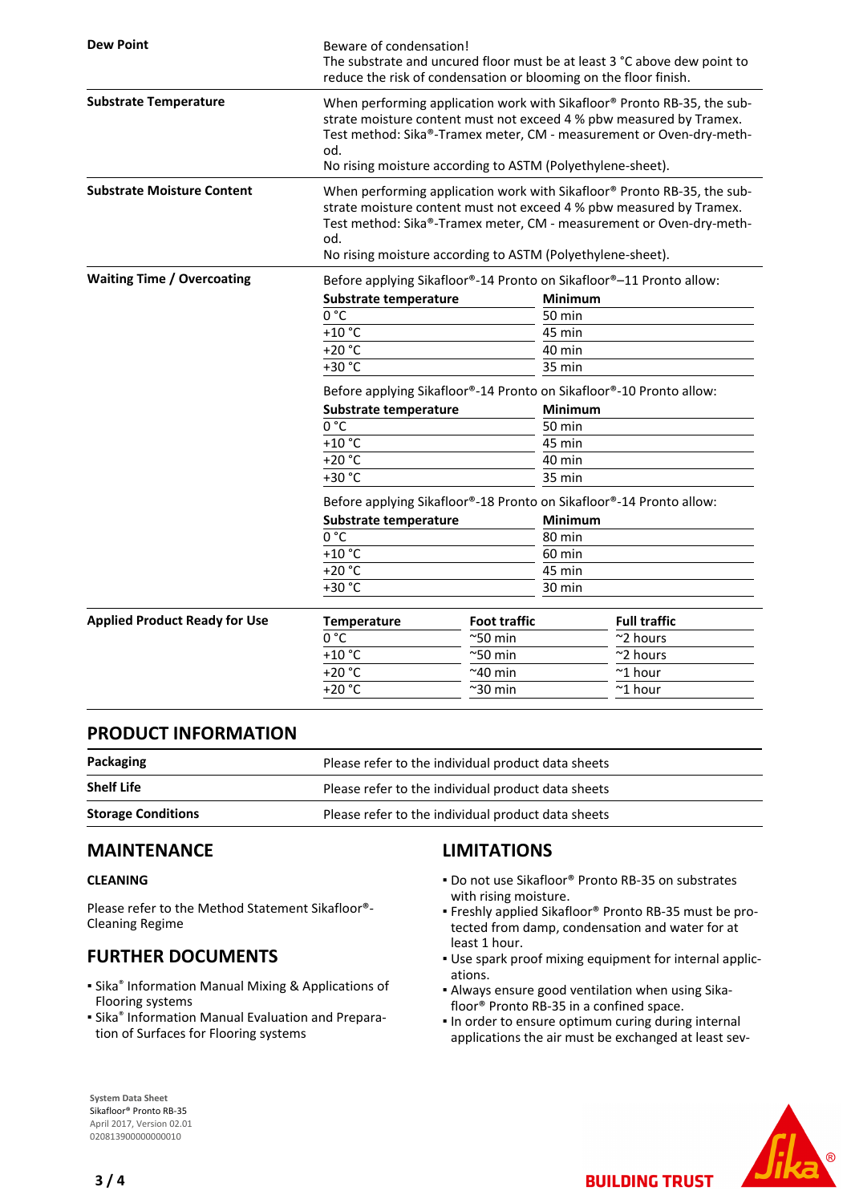| | |
|---|---|
| **Dew Point** | Beware of condensation! The substrate and uncured floor must be at least 3 °C above dew point to reduce the risk of condensation or blooming on the floor finish. |
| **Substrate Temperature** | When performing application work with Sikafloor® Pronto RB-35, the substrate moisture content must not exceed 4 % pbw measured by Tramex. Test method: Sika®-Tramex meter, CM - measurement or Oven-dry-method. No rising moisture according to ASTM (Polyethylene-sheet). |
| **Substrate Moisture Content** | When performing application work with Sikafloor® Pronto RB-35, the substrate moisture content must not exceed 4 % pbw measured by Tramex. Test method: Sika®-Tramex meter, CM - measurement or Oven-dry-method. No rising moisture according to ASTM (Polyethylene-sheet). |

**Waiting Time / Overcoating**

Before applying Sikafloor®-14 Pronto on Sikafloor®–11 Pronto allow:

| Substrate temperature | Minimum |
|---|---|
| 0 °C | 50 min |
| +10 °C | 45 min |
| +20 °C | 40 min |
| +30 °C | 35 min |

Before applying Sikafloor®-14 Pronto on Sikafloor®-10 Pronto allow:

| Substrate temperature | Minimum |
|---|---|
| 0 °C | 50 min |
| +10 °C | 45 min |
| +20 °C | 40 min |
| +30 °C | 35 min |

Before applying Sikafloor®-18 Pronto on Sikafloor®-14 Pronto allow:

| Substrate temperature | Minimum |
|---|---|
| 0 °C | 80 min |
| +10 °C | 60 min |
| +20 °C | 45 min |
| +30 °C | 30 min |

**Applied Product Ready for Use**

| Temperature | Foot traffic | Full traffic |
|---|---|---|
| 0 °C | ~50 min | ~2 hours |
| +10 °C | ~50 min | ~2 hours |
| +20 °C | ~40 min | ~1 hour |
| +20 °C | ~30 min | ~1 hour |

## PRODUCT INFORMATION

| | |
|---|---|
| **Packaging** | Please refer to the individual product data sheets |
| **Shelf Life** | Please refer to the individual product data sheets |
| **Storage Conditions** | Please refer to the individual product data sheets |

## MAINTENANCE

### CLEANING

Please refer to the Method Statement Sikafloor®-Cleaning Regime

## FURTHER DOCUMENTS

- Sika® Information Manual Mixing & Applications of Flooring systems
- Sika® Information Manual Evaluation and Preparation of Surfaces for Flooring systems

## LIMITATIONS

- Do not use Sikafloor® Pronto RB-35 on substrates with rising moisture.
- Freshly applied Sikafloor® Pronto RB-35 must be protected from damp, condensation and water for at least 1 hour.
- Use spark proof mixing equipment for internal applications.
- Always ensure good ventilation when using Sikafloor® Pronto RB-35 in a confined space.
- In order to ensure optimum curing during internal applications the air must be exchanged at least sev-

**System Data Sheet**
Sikafloor® Pronto RB-35
April 2017, Version 02.01
020813900000000010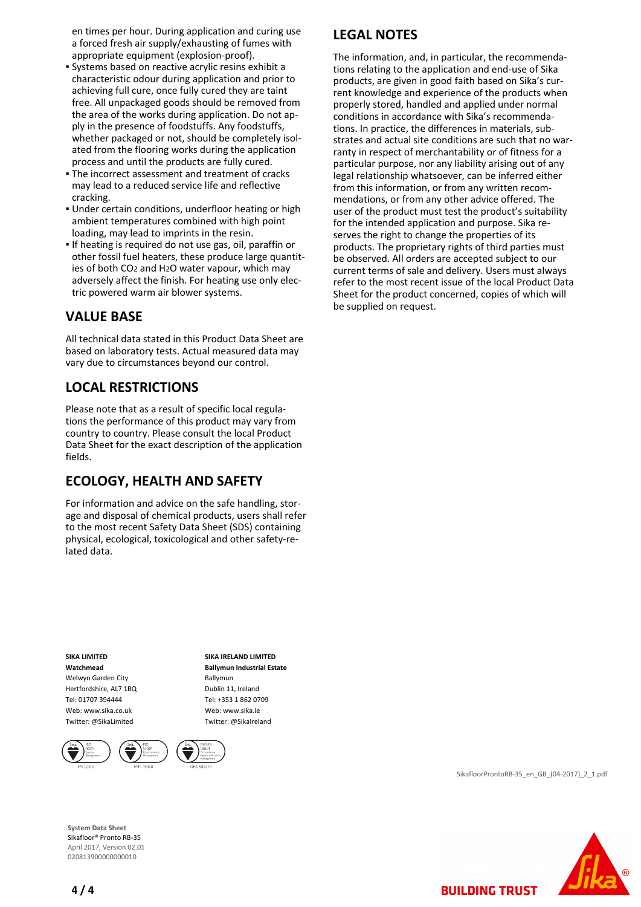en times per hour. During application and curing use a forced fresh air supply/exhausting of fumes with appropriate equipment (explosion-proof).

- Systems based on reactive acrylic resins exhibit a characteristic odour during application and prior to achieving full cure, once fully cured they are taint free. All unpackaged goods should be removed from the area of the works during application. Do not apply in the presence of foodstuffs. Any foodstuffs, whether packaged or not, should be completely isolated from the flooring works during the application process and until the products are fully cured.
- The incorrect assessment and treatment of cracks may lead to a reduced service life and reflective cracking.
- Under certain conditions, underfloor heating or high ambient temperatures combined with high point loading, may lead to imprints in the resin.
- If heating is required do not use gas, oil, paraffin or other fossil fuel heaters, these produce large quantities of both $CO_2$ and $H_2O$ water vapour, which may adversely affect the finish. For heating use only electric powered warm air blower systems.

## VALUE BASE

All technical data stated in this Product Data Sheet are based on laboratory tests. Actual measured data may vary due to circumstances beyond our control.

## LOCAL RESTRICTIONS

Please note that as a result of specific local regulations the performance of this product may vary from country to country. Please consult the local Product Data Sheet for the exact description of the application fields.

## ECOLOGY, HEALTH AND SAFETY

For information and advice on the safe handling, storage and disposal of chemical products, users shall refer to the most recent Safety Data Sheet (SDS) containing physical, ecological, toxicological and other safety-related data.

## LEGAL NOTES

The information, and, in particular, the recommendations relating to the application and end-use of Sika products, are given in good faith based on Sika's current knowledge and experience of the products when properly stored, handled and applied under normal conditions in accordance with Sika's recommendations. In practice, the differences in materials, substrates and actual site conditions are such that no warranty in respect of merchantability or of fitness for a particular purpose, nor any liability arising out of any legal relationship whatsoever, can be inferred either from this information, or from any written recommendations, or from any other advice offered. The user of the product must test the product's suitability for the intended application and purpose. Sika reserves the right to change the properties of its products. The proprietary rights of third parties must be observed. All orders are accepted subject to our current terms of sale and delivery. Users must always refer to the most recent issue of the local Product Data Sheet for the product concerned, copies of which will be supplied on request.

**SIKA LIMITED**
**Watchmead**
Welwyn Garden City
Hertfordshire, AL7 1BQ
Tel: 01707 394444
Web: www.sika.co.uk
Twitter: @SikaLimited

**SIKA IRELAND LIMITED**
**Ballymun Industrial Estate**
Ballymun
Dublin 11, Ireland
Tel: +353 1 862 0709
Web: www.sika.ie
Twitter: @SikaIreland

FM 12504 EMS 45308 OHS 585274

SikafloorProntoRB-35_en_GB_(04-2017)_2_1.pdf

**System Data Sheet**
Sikafloor® Pronto RB-35
April 2017, Version 02.01
020813900000000010